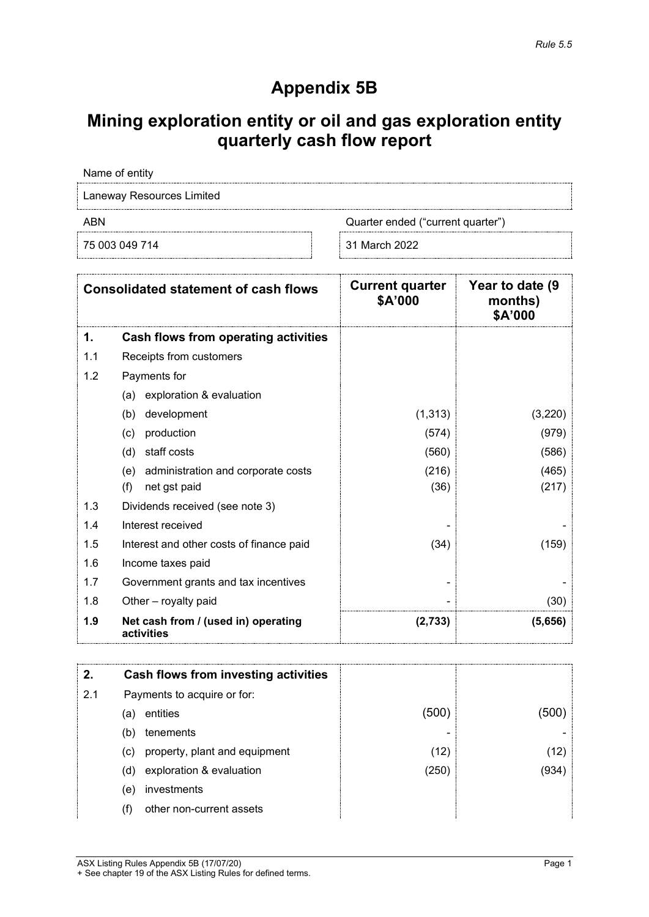*Rule 5.5*

# Appendix 5B

# Mining exploration entity or oil and gas exploration entity quarterly cash flow report

| Name of entity | |
|---|---|
| Laneway Resources Limited | |
| **ABN** | **Quarter ended ("current quarter")** |
| 75 003 049 714 | 31 March 2022 |

| | Consolidated statement of cash flows | Current quarter $A'000 | Year to date (9 months) $A'000 |
|---|---|---|---|
| **1.** | **Cash flows from operating activities** | | |
| 1.1 | Receipts from customers | | |
| 1.2 | Payments for | | |
| | (a) exploration & evaluation | | |
| | (b) development | (1,313) | (3,220) |
| | (c) production | (574) | (979) |
| | (d) staff costs | (560) | (586) |
| | (e) administration and corporate costs | (216) | (465) |
| | (f) net gst paid | (36) | (217) |
| 1.3 | Dividends received (see note 3) | | |
| 1.4 | Interest received | - | - |
| 1.5 | Interest and other costs of finance paid | (34) | (159) |
| 1.6 | Income taxes paid | | |
| 1.7 | Government grants and tax incentives | - | - |
| 1.8 | Other – royalty paid | - | (30) |
| **1.9** | **Net cash from / (used in) operating activities** | **(2,733)** | **(5,656)** |

| | | | |
|---|---|---|---|
| **2.** | **Cash flows from investing activities** | | |
| 2.1 | Payments to acquire or for: | | |
| | (a) entities | (500) | (500) |
| | (b) tenements | - | - |
| | (c) property, plant and equipment | (12) | (12) |
| | (d) exploration & evaluation | (250) | (934) |
| | (e) investments | | |
| | (f) other non-current assets | | |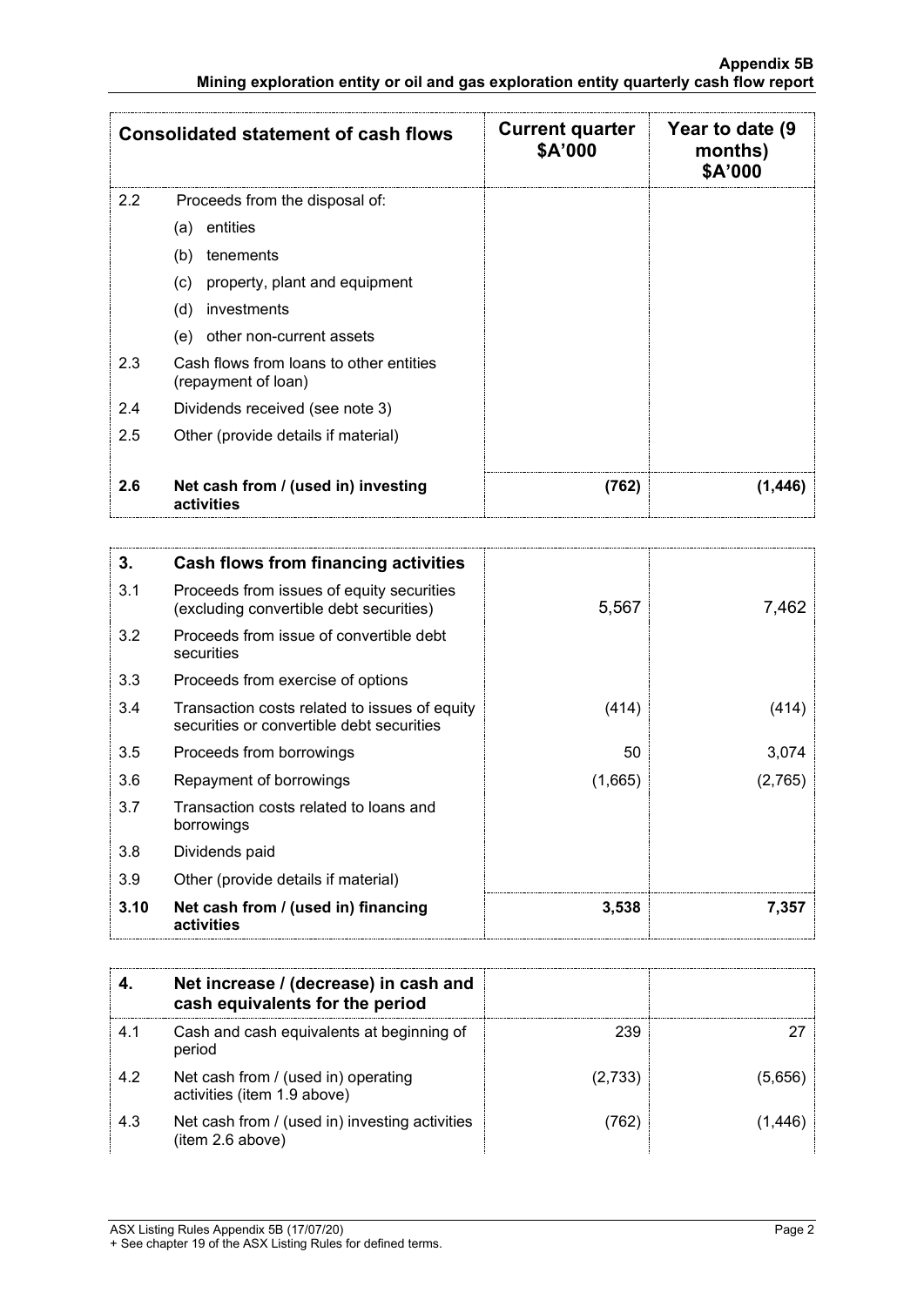| Consolidated statement of cash flows | | Current quarter $A'000 | Year to date (9 months) $A'000 |
|---|---|---|---|
| 2.2 | Proceeds from the disposal of: | | |
| | (a) entities | | |
| | (b) tenements | | |
| | (c) property, plant and equipment | | |
| | (d) investments | | |
| | (e) other non-current assets | | |
| 2.3 | Cash flows from loans to other entities (repayment of loan) | | |
| 2.4 | Dividends received (see note 3) | | |
| 2.5 | Other (provide details if material) | | |
| **2.6** | **Net cash from / (used in) investing activities** | **(762)** | **(1,446)** |

| **3.** | **Cash flows from financing activities** | | |
|---|---|---|---|
| 3.1 | Proceeds from issues of equity securities (excluding convertible debt securities) | 5,567 | 7,462 |
| 3.2 | Proceeds from issue of convertible debt securities | | |
| 3.3 | Proceeds from exercise of options | | |
| 3.4 | Transaction costs related to issues of equity securities or convertible debt securities | (414) | (414) |
| 3.5 | Proceeds from borrowings | 50 | 3,074 |
| 3.6 | Repayment of borrowings | (1,665) | (2,765) |
| 3.7 | Transaction costs related to loans and borrowings | | |
| 3.8 | Dividends paid | | |
| 3.9 | Other (provide details if material) | | |
| **3.10** | **Net cash from / (used in) financing activities** | **3,538** | **7,357** |

| **4.** | **Net increase / (decrease) in cash and cash equivalents for the period** | | |
|---|---|---|---|
| 4.1 | Cash and cash equivalents at beginning of period | 239 | 27 |
| 4.2 | Net cash from / (used in) operating activities (item 1.9 above) | (2,733) | (5,656) |
| 4.3 | Net cash from / (used in) investing activities (item 2.6 above) | (762) | (1,446) |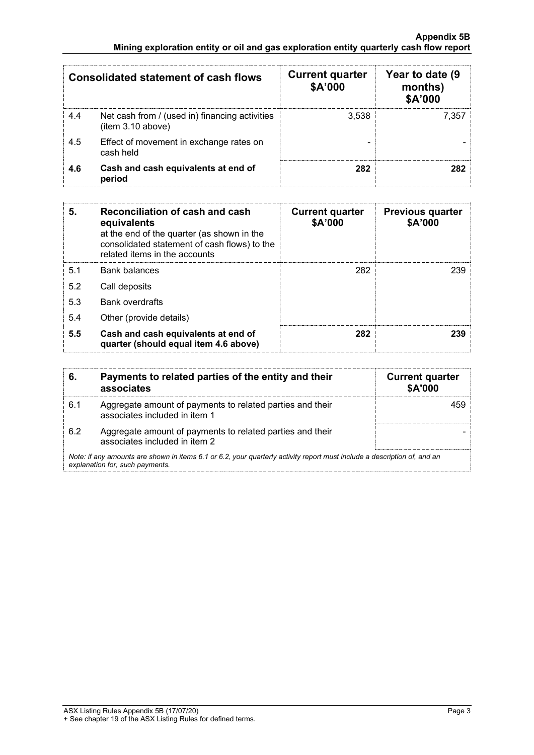| | Consolidated statement of cash flows | Current quarter \$A'000 | Year to date (9 months) \$A'000 |
|---|---|---|---|
| 4.4 | Net cash from / (used in) financing activities (item 3.10 above) | 3,538 | 7,357 |
| 4.5 | Effect of movement in exchange rates on cash held | - | - |
| **4.6** | **Cash and cash equivalents at end of period** | **282** | **282** |

| 5. | **Reconciliation of cash and cash equivalents** at the end of the quarter (as shown in the consolidated statement of cash flows) to the related items in the accounts | Current quarter \$A'000 | Previous quarter \$A'000 |
|---|---|---|---|
| 5.1 | Bank balances | 282 | 239 |
| 5.2 | Call deposits | | |
| 5.3 | Bank overdrafts | | |
| 5.4 | Other (provide details) | | |
| **5.5** | **Cash and cash equivalents at end of quarter (should equal item 4.6 above)** | **282** | **239** |

| 6. | Payments to related parties of the entity and their associates | Current quarter \$A'000 |
|---|---|---|
| 6.1 | Aggregate amount of payments to related parties and their associates included in item 1 | 459 |
| 6.2 | Aggregate amount of payments to related parties and their associates included in item 2 | - |

*Note: if any amounts are shown in items 6.1 or 6.2, your quarterly activity report must include a description of, and an explanation for, such payments.*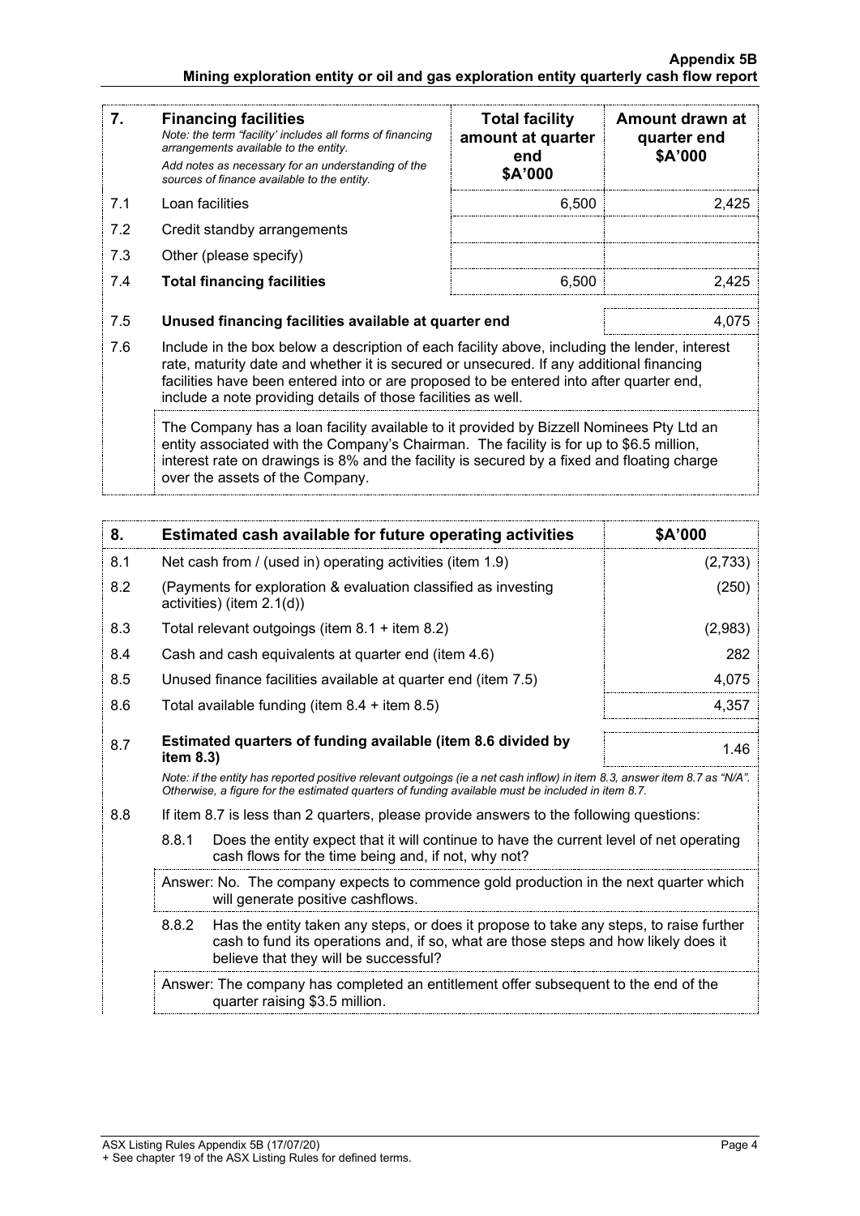| 7. | **Financing facilities**<br>*Note: the term "facility' includes all forms of financing arrangements available to the entity.*<br>*Add notes as necessary for an understanding of the sources of finance available to the entity.* | **Total facility amount at quarter end**<br>**\$A'000** | **Amount drawn at quarter end**<br>**\$A'000** |
|---|---|---|---|
| 7.1 | Loan facilities | 6,500 | 2,425 |
| 7.2 | Credit standby arrangements | | |
| 7.3 | Other (please specify) | | |
| 7.4 | **Total financing facilities** | 6,500 | 2,425 |
| | | | |
| 7.5 | **Unused financing facilities available at quarter end** | | 4,075 |
| 7.6 | Include in the box below a description of each facility above, including the lender, interest rate, maturity date and whether it is secured or unsecured. If any additional financing facilities have been entered into or are proposed to be entered into after quarter end, include a note providing details of those facilities as well. | | |
| | The Company has a loan facility available to it provided by Bizzell Nominees Pty Ltd an entity associated with the Company's Chairman. The facility is for up to \$6.5 million, interest rate on drawings is 8% and the facility is secured by a fixed and floating charge over the assets of the Company. | | |

| 8. | **Estimated cash available for future operating activities** | **\$A'000** |
|---|---|---|
| 8.1 | Net cash from / (used in) operating activities (item 1.9) | (2,733) |
| 8.2 | (Payments for exploration & evaluation classified as investing activities) (item 2.1(d)) | (250) |
| 8.3 | Total relevant outgoings (item 8.1 + item 8.2) | (2,983) |
| 8.4 | Cash and cash equivalents at quarter end (item 4.6) | 282 |
| 8.5 | Unused finance facilities available at quarter end (item 7.5) | 4,075 |
| 8.6 | Total available funding (item 8.4 + item 8.5) | 4,357 |
| 8.7 | **Estimated quarters of funding available (item 8.6 divided by item 8.3)** | 1.46 |

*Note: if the entity has reported positive relevant outgoings (ie a net cash inflow) in item 8.3, answer item 8.7 as "N/A". Otherwise, a figure for the estimated quarters of funding available must be included in item 8.7.*

8.8 If item 8.7 is less than 2 quarters, please provide answers to the following questions:

8.8.1 Does the entity expect that it will continue to have the current level of net operating cash flows for the time being and, if not, why not?

Answer: No. The company expects to commence gold production in the next quarter which will generate positive cashflows.

8.8.2 Has the entity taken any steps, or does it propose to take any steps, to raise further cash to fund its operations and, if so, what are those steps and how likely does it believe that they will be successful?

Answer: The company has completed an entitlement offer subsequent to the end of the quarter raising \$3.5 million.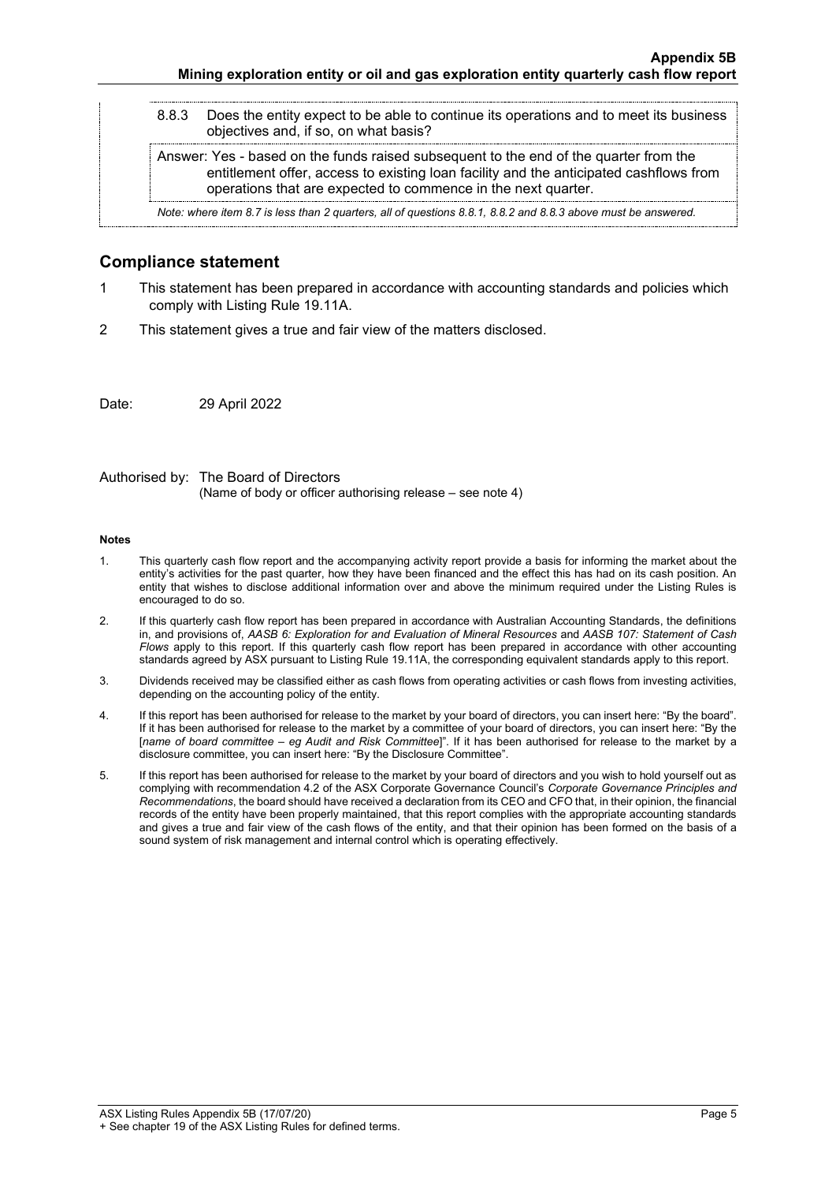8.8.3 Does the entity expect to be able to continue its operations and to meet its business objectives and, if so, on what basis?

Answer: Yes - based on the funds raised subsequent to the end of the quarter from the entitlement offer, access to existing loan facility and the anticipated cashflows from operations that are expected to commence in the next quarter.

*Note: where item 8.7 is less than 2 quarters, all of questions 8.8.1, 8.8.2 and 8.8.3 above must be answered.*

## Compliance statement

1. This statement has been prepared in accordance with accounting standards and policies which comply with Listing Rule 19.11A.
2. This statement gives a true and fair view of the matters disclosed.

Date: 29 April 2022

Authorised by: The Board of Directors
(Name of body or officer authorising release – see note 4)

**Notes**

1. This quarterly cash flow report and the accompanying activity report provide a basis for informing the market about the entity's activities for the past quarter, how they have been financed and the effect this has had on its cash position. An entity that wishes to disclose additional information over and above the minimum required under the Listing Rules is encouraged to do so.
2. If this quarterly cash flow report has been prepared in accordance with Australian Accounting Standards, the definitions in, and provisions of, *AASB 6: Exploration for and Evaluation of Mineral Resources* and *AASB 107: Statement of Cash Flows* apply to this report. If this quarterly cash flow report has been prepared in accordance with other accounting standards agreed by ASX pursuant to Listing Rule 19.11A, the corresponding equivalent standards apply to this report.
3. Dividends received may be classified either as cash flows from operating activities or cash flows from investing activities, depending on the accounting policy of the entity.
4. If this report has been authorised for release to the market by your board of directors, you can insert here: "By the board". If it has been authorised for release to the market by a committee of your board of directors, you can insert here: "By the [*name of board committee – eg Audit and Risk Committee*]". If it has been authorised for release to the market by a disclosure committee, you can insert here: "By the Disclosure Committee".
5. If this report has been authorised for release to the market by your board of directors and you wish to hold yourself out as complying with recommendation 4.2 of the ASX Corporate Governance Council's *Corporate Governance Principles and Recommendations*, the board should have received a declaration from its CEO and CFO that, in their opinion, the financial records of the entity have been properly maintained, that this report complies with the appropriate accounting standards and gives a true and fair view of the cash flows of the entity, and that their opinion has been formed on the basis of a sound system of risk management and internal control which is operating effectively.